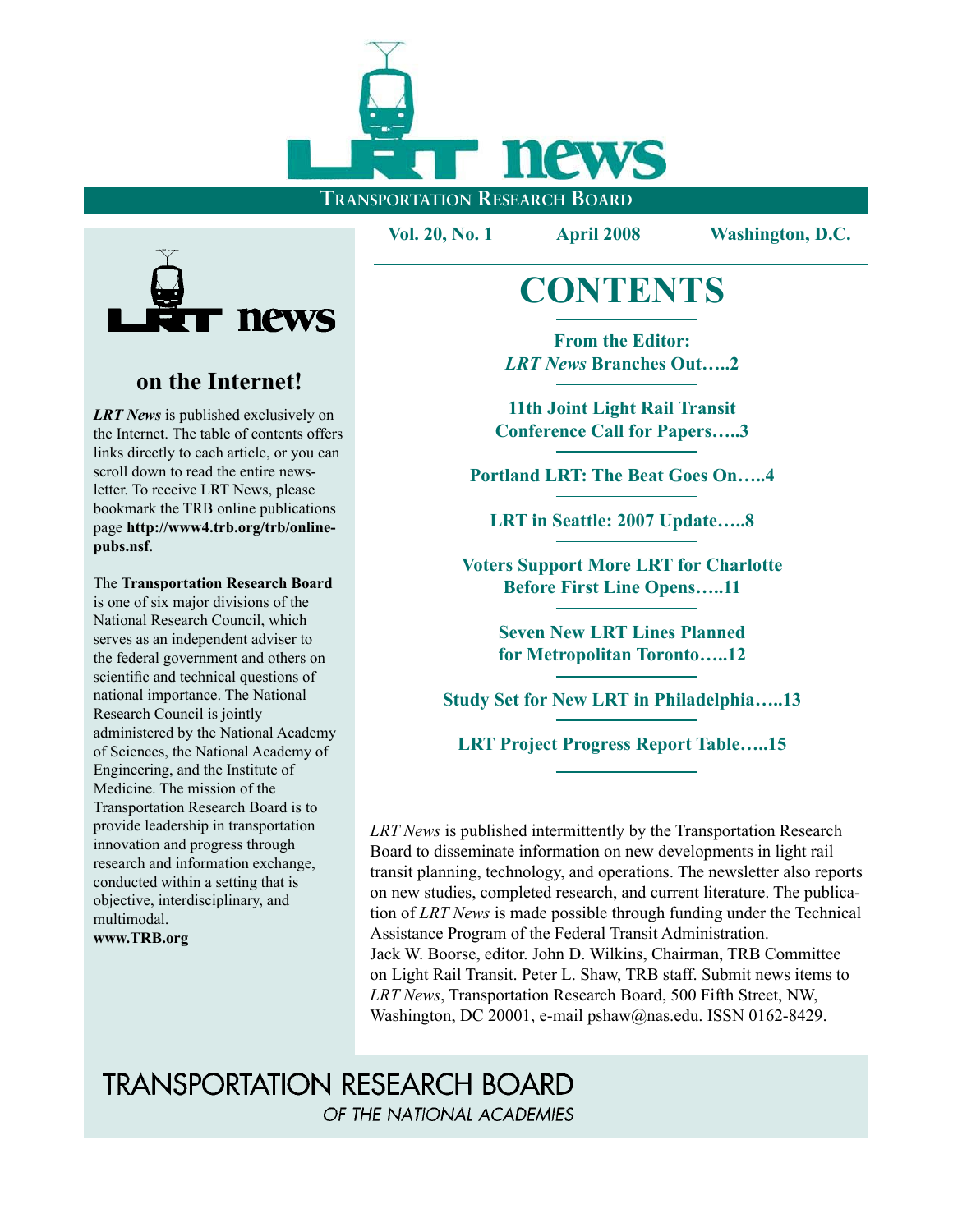# LRT news

**TRANSPORTATION RESEARCH BOARD**

**Vol. 20, No. 1** **April 2008** **Washington, D.C.**

## CONTENTS

**From the Editor:**
***LRT News* Branches Out…..2**

**11th Joint Light Rail Transit Conference Call for Papers…..3**

**Portland LRT: The Beat Goes On…..4**

**LRT in Seattle: 2007 Update…..8**

**Voters Support More LRT for Charlotte Before First Line Opens…..11**

**Seven New LRT Lines Planned for Metropolitan Toronto…..12**

**Study Set for New LRT in Philadelphia…..13**

**LRT Project Progress Report Table…..15**

*LRT News* is published intermittently by the Transportation Research Board to disseminate information on new developments in light rail transit planning, technology, and operations. The newsletter also reports on new studies, completed research, and current literature. The publication of *LRT News* is made possible through funding under the Technical Assistance Program of the Federal Transit Administration.
Jack W. Boorse, editor. John D. Wilkins, Chairman, TRB Committee on Light Rail Transit. Peter L. Shaw, TRB staff. Submit news items to *LRT News*, Transportation Research Board, 500 Fifth Street, NW, Washington, DC 20001, e-mail pshaw@nas.edu. ISSN 0162-8429.

## LRT news on the Internet!

***LRT News*** is published exclusively on the Internet. The table of contents offers links directly to each article, or you can scroll down to read the entire newsletter. To receive LRT News, please bookmark the TRB online publications page **http://www4.trb.org/trb/onlinepubs.nsf**.

The **Transportation Research Board** is one of six major divisions of the National Research Council, which serves as an independent adviser to the federal government and others on scientific and technical questions of national importance. The National Research Council is jointly administered by the National Academy of Sciences, the National Academy of Engineering, and the Institute of Medicine. The mission of the Transportation Research Board is to provide leadership in transportation innovation and progress through research and information exchange, conducted within a setting that is objective, interdisciplinary, and multimodal.
**www.TRB.org**

TRANSPORTATION RESEARCH BOARD
*OF THE NATIONAL ACADEMIES*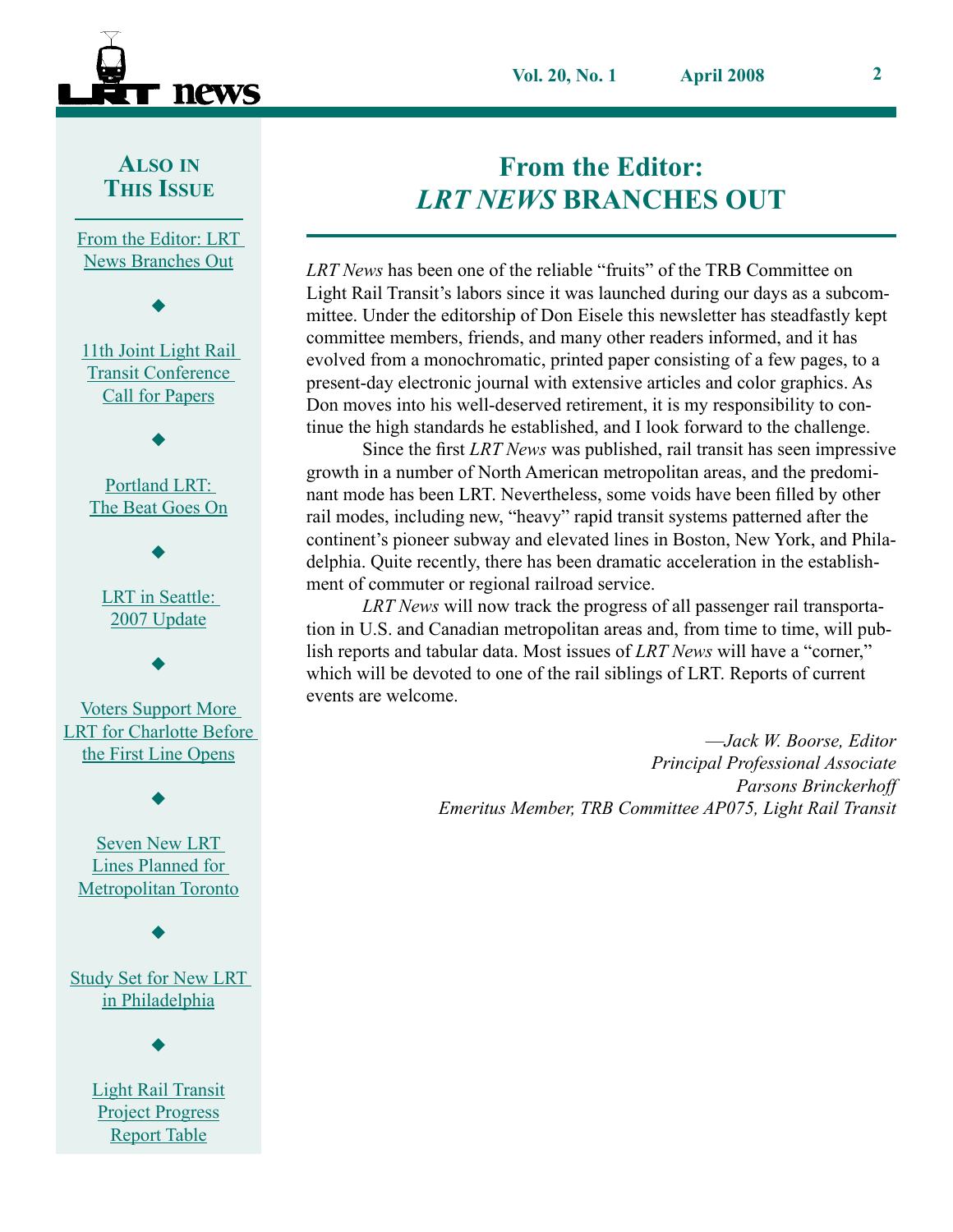## Also in This Issue

From the Editor: LRT News Branches Out

◆

11th Joint Light Rail Transit Conference Call for Papers

◆

Portland LRT: The Beat Goes On

◆

LRT in Seattle: 2007 Update

◆

Voters Support More LRT for Charlotte Before the First Line Opens

◆

Seven New LRT Lines Planned for Metropolitan Toronto

◆

Study Set for New LRT in Philadelphia

◆

Light Rail Transit Project Progress Report Table

# From the Editor: *LRT NEWS* BRANCHES OUT

*LRT News* has been one of the reliable "fruits" of the TRB Committee on Light Rail Transit's labors since it was launched during our days as a subcommittee. Under the editorship of Don Eisele this newsletter has steadfastly kept committee members, friends, and many other readers informed, and it has evolved from a monochromatic, printed paper consisting of a few pages, to a present-day electronic journal with extensive articles and color graphics. As Don moves into his well-deserved retirement, it is my responsibility to continue the high standards he established, and I look forward to the challenge.

Since the first *LRT News* was published, rail transit has seen impressive growth in a number of North American metropolitan areas, and the predominant mode has been LRT. Nevertheless, some voids have been filled by other rail modes, including new, "heavy" rapid transit systems patterned after the continent's pioneer subway and elevated lines in Boston, New York, and Philadelphia. Quite recently, there has been dramatic acceleration in the establishment of commuter or regional railroad service.

*LRT News* will now track the progress of all passenger rail transportation in U.S. and Canadian metropolitan areas and, from time to time, will publish reports and tabular data. Most issues of *LRT News* will have a "corner," which will be devoted to one of the rail siblings of LRT. Reports of current events are welcome.

*—Jack W. Boorse, Editor*
*Principal Professional Associate*
*Parsons Brinckerhoff*
*Emeritus Member, TRB Committee AP075, Light Rail Transit*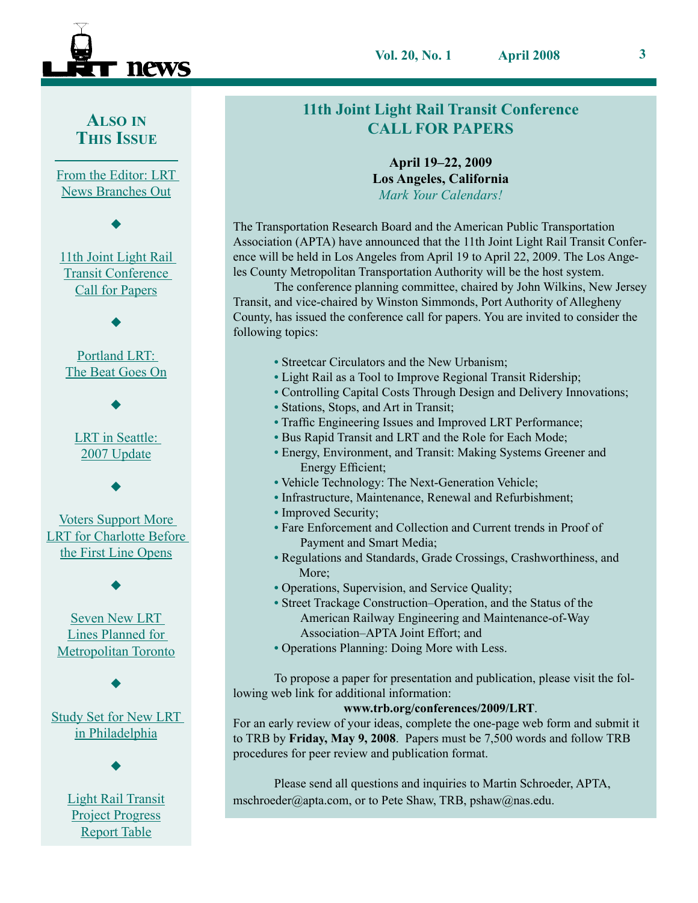## Also in This Issue

From the Editor: LRT News Branches Out

◆

11th Joint Light Rail Transit Conference Call for Papers

◆

Portland LRT: The Beat Goes On

◆

LRT in Seattle: 2007 Update

◆

Voters Support More LRT for Charlotte Before the First Line Opens

◆

Seven New LRT Lines Planned for Metropolitan Toronto

◆

Study Set for New LRT in Philadelphia

◆

Light Rail Transit Project Progress Report Table

# 11th Joint Light Rail Transit Conference CALL FOR PAPERS

**April 19–22, 2009**
**Los Angeles, California**
*Mark Your Calendars!*

The Transportation Research Board and the American Public Transportation Association (APTA) have announced that the 11th Joint Light Rail Transit Conference will be held in Los Angeles from April 19 to April 22, 2009. The Los Angeles County Metropolitan Transportation Authority will be the host system.

The conference planning committee, chaired by John Wilkins, New Jersey Transit, and vice-chaired by Winston Simmonds, Port Authority of Allegheny County, has issued the conference call for papers. You are invited to consider the following topics:

- Streetcar Circulators and the New Urbanism;
- Light Rail as a Tool to Improve Regional Transit Ridership;
- Controlling Capital Costs Through Design and Delivery Innovations;
- Stations, Stops, and Art in Transit;
- Traffic Engineering Issues and Improved LRT Performance;
- Bus Rapid Transit and LRT and the Role for Each Mode;
- Energy, Environment, and Transit: Making Systems Greener and Energy Efficient;
- Vehicle Technology: The Next-Generation Vehicle;
- Infrastructure, Maintenance, Renewal and Refurbishment;
- Improved Security;
- Fare Enforcement and Collection and Current trends in Proof of Payment and Smart Media;
- Regulations and Standards, Grade Crossings, Crashworthiness, and More;
- Operations, Supervision, and Service Quality;
- Street Trackage Construction–Operation, and the Status of the American Railway Engineering and Maintenance-of-Way Association–APTA Joint Effort; and
- Operations Planning: Doing More with Less.

To propose a paper for presentation and publication, please visit the following web link for additional information:

**www.trb.org/conferences/2009/LRT**.

For an early review of your ideas, complete the one-page web form and submit it to TRB by **Friday, May 9, 2008**. Papers must be 7,500 words and follow TRB procedures for peer review and publication format.

Please send all questions and inquiries to Martin Schroeder, APTA, mschroeder@apta.com, or to Pete Shaw, TRB, pshaw@nas.edu.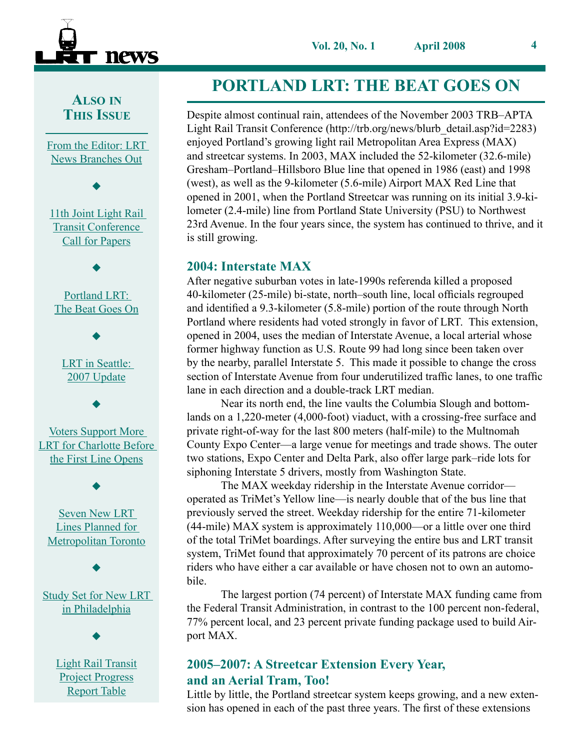## Also in This Issue

From the Editor: LRT News Branches Out

◆

11th Joint Light Rail Transit Conference Call for Papers

◆

Portland LRT: The Beat Goes On

◆

LRT in Seattle: 2007 Update

◆

Voters Support More LRT for Charlotte Before the First Line Opens

◆

Seven New LRT Lines Planned for Metropolitan Toronto

◆

Study Set for New LRT in Philadelphia

◆

Light Rail Transit Project Progress Report Table

# PORTLAND LRT: THE BEAT GOES ON

Despite almost continual rain, attendees of the November 2003 TRB–APTA Light Rail Transit Conference (http://trb.org/news/blurb_detail.asp?id=2283) enjoyed Portland's growing light rail Metropolitan Area Express (MAX) and streetcar systems. In 2003, MAX included the 52-kilometer (32.6-mile) Gresham–Portland–Hillsboro Blue line that opened in 1986 (east) and 1998 (west), as well as the 9-kilometer (5.6-mile) Airport MAX Red Line that opened in 2001, when the Portland Streetcar was running on its initial 3.9-kilometer (2.4-mile) line from Portland State University (PSU) to Northwest 23rd Avenue. In the four years since, the system has continued to thrive, and it is still growing.

### 2004: Interstate MAX

After negative suburban votes in late-1990s referenda killed a proposed 40-kilometer (25-mile) bi-state, north–south line, local officials regrouped and identified a 9.3-kilometer (5.8-mile) portion of the route through North Portland where residents had voted strongly in favor of LRT. This extension, opened in 2004, uses the median of Interstate Avenue, a local arterial whose former highway function as U.S. Route 99 had long since been taken over by the nearby, parallel Interstate 5. This made it possible to change the cross section of Interstate Avenue from four underutilized traffic lanes, to one traffic lane in each direction and a double-track LRT median.

Near its north end, the line vaults the Columbia Slough and bottomlands on a 1,220-meter (4,000-foot) viaduct, with a crossing-free surface and private right-of-way for the last 800 meters (half-mile) to the Multnomah County Expo Center—a large venue for meetings and trade shows. The outer two stations, Expo Center and Delta Park, also offer large park–ride lots for siphoning Interstate 5 drivers, mostly from Washington State.

The MAX weekday ridership in the Interstate Avenue corridor—operated as TriMet's Yellow line—is nearly double that of the bus line that previously served the street. Weekday ridership for the entire 71-kilometer (44-mile) MAX system is approximately 110,000—or a little over one third of the total TriMet boardings. After surveying the entire bus and LRT transit system, TriMet found that approximately 70 percent of its patrons are choice riders who have either a car available or have chosen not to own an automobile.

The largest portion (74 percent) of Interstate MAX funding came from the Federal Transit Administration, in contrast to the 100 percent non-federal, 77% percent local, and 23 percent private funding package used to build Airport MAX.

### 2005–2007: A Streetcar Extension Every Year, and an Aerial Tram, Too!

Little by little, the Portland streetcar system keeps growing, and a new extension has opened in each of the past three years. The first of these extensions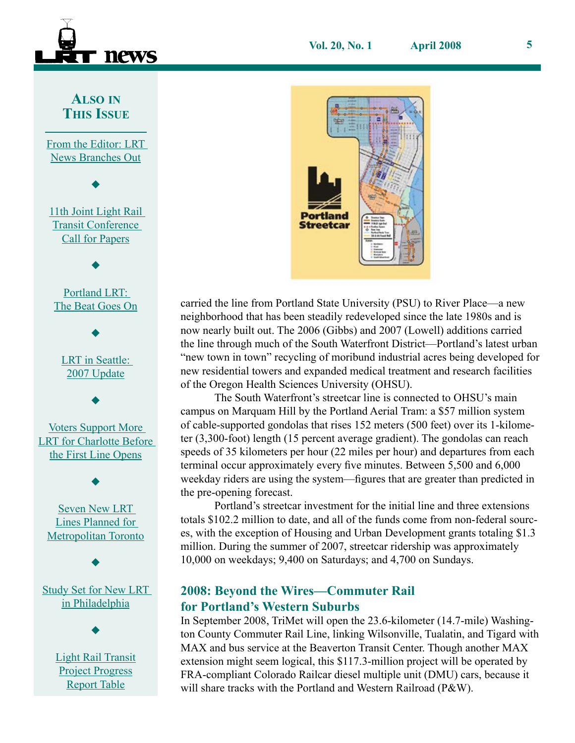## Also in This Issue

From the Editor: LRT News Branches Out

◆

11th Joint Light Rail Transit Conference Call for Papers

◆

Portland LRT: The Beat Goes On

◆

LRT in Seattle: 2007 Update

◆

Voters Support More LRT for Charlotte Before the First Line Opens

◆

Seven New LRT Lines Planned for Metropolitan Toronto

◆

Study Set for New LRT in Philadelphia

◆

Light Rail Transit Project Progress Report Table

Portland Streetcar

carried the line from Portland State University (PSU) to River Place—a new neighborhood that has been steadily redeveloped since the late 1980s and is now nearly built out. The 2006 (Gibbs) and 2007 (Lowell) additions carried the line through much of the South Waterfront District—Portland's latest urban "new town in town" recycling of moribund industrial acres being developed for new residential towers and expanded medical treatment and research facilities of the Oregon Health Sciences University (OHSU).

The South Waterfront's streetcar line is connected to OHSU's main campus on Marquam Hill by the Portland Aerial Tram: a $57 million system of cable-supported gondolas that rises 152 meters (500 feet) over its 1-kilometer (3,300-foot) length (15 percent average gradient). The gondolas can reach speeds of 35 kilometers per hour (22 miles per hour) and departures from each terminal occur approximately every five minutes. Between 5,500 and 6,000 weekday riders are using the system—figures that are greater than predicted in the pre-opening forecast.

Portland's streetcar investment for the initial line and three extensions totals $102.2 million to date, and all of the funds come from non-federal sources, with the exception of Housing and Urban Development grants totaling $1.3 million. During the summer of 2007, streetcar ridership was approximately 10,000 on weekdays; 9,400 on Saturdays; and 4,700 on Sundays.

### 2008: Beyond the Wires—Commuter Rail for Portland's Western Suburbs

In September 2008, TriMet will open the 23.6-kilometer (14.7-mile) Washington County Commuter Rail Line, linking Wilsonville, Tualatin, and Tigard with MAX and bus service at the Beaverton Transit Center. Though another MAX extension might seem logical, this $117.3-million project will be operated by FRA-compliant Colorado Railcar diesel multiple unit (DMU) cars, because it will share tracks with the Portland and Western Railroad (P&W).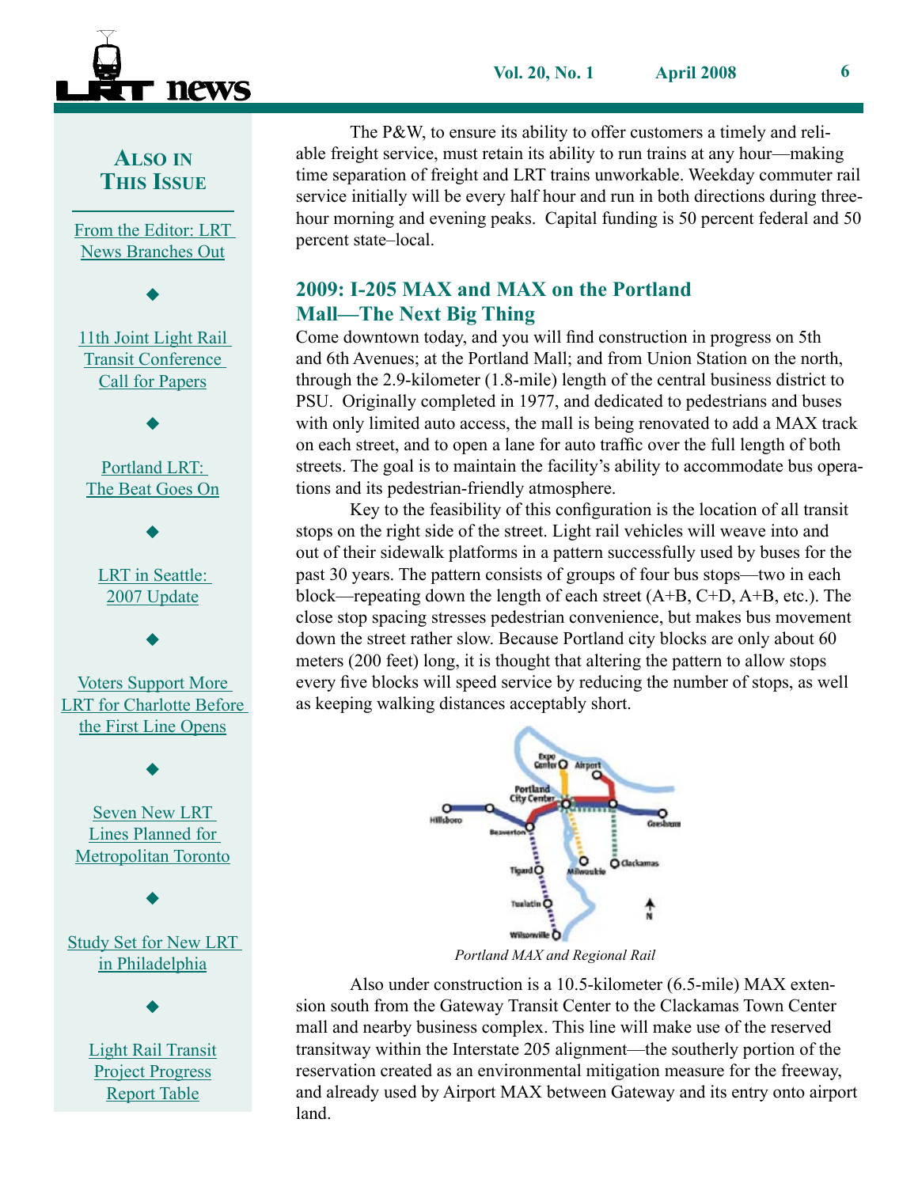## Also in This Issue

From the Editor: LRT News Branches Out

◆

11th Joint Light Rail Transit Conference Call for Papers

◆

Portland LRT: The Beat Goes On

◆

LRT in Seattle: 2007 Update

◆

Voters Support More LRT for Charlotte Before the First Line Opens

◆

Seven New LRT Lines Planned for Metropolitan Toronto

◆

Study Set for New LRT in Philadelphia

◆

Light Rail Transit Project Progress Report Table

The P&W, to ensure its ability to offer customers a timely and reliable freight service, must retain its ability to run trains at any hour—making time separation of freight and LRT trains unworkable. Weekday commuter rail service initially will be every half hour and run in both directions during three-hour morning and evening peaks. Capital funding is 50 percent federal and 50 percent state–local.

## 2009: I-205 MAX and MAX on the Portland Mall—The Next Big Thing

Come downtown today, and you will find construction in progress on 5th and 6th Avenues; at the Portland Mall; and from Union Station on the north, through the 2.9-kilometer (1.8-mile) length of the central business district to PSU. Originally completed in 1977, and dedicated to pedestrians and buses with only limited auto access, the mall is being renovated to add a MAX track on each street, and to open a lane for auto traffic over the full length of both streets. The goal is to maintain the facility's ability to accommodate bus operations and its pedestrian-friendly atmosphere.

Key to the feasibility of this configuration is the location of all transit stops on the right side of the street. Light rail vehicles will weave into and out of their sidewalk platforms in a pattern successfully used by buses for the past 30 years. The pattern consists of groups of four bus stops—two in each block—repeating down the length of each street (A+B, C+D, A+B, etc.). The close stop spacing stresses pedestrian convenience, but makes bus movement down the street rather slow. Because Portland city blocks are only about 60 meters (200 feet) long, it is thought that altering the pattern to allow stops every five blocks will speed service by reducing the number of stops, as well as keeping walking distances acceptably short.

Expo Center
Airport
Portland City Center
Hillsboro
Beaverton
Gresham
Clackamas
Milwaukie
Tigard
Tualatin
Wilsonville
N

*Portland MAX and Regional Rail*

Also under construction is a 10.5-kilometer (6.5-mile) MAX extension south from the Gateway Transit Center to the Clackamas Town Center mall and nearby business complex. This line will make use of the reserved transitway within the Interstate 205 alignment—the southerly portion of the reservation created as an environmental mitigation measure for the freeway, and already used by Airport MAX between Gateway and its entry onto airport land.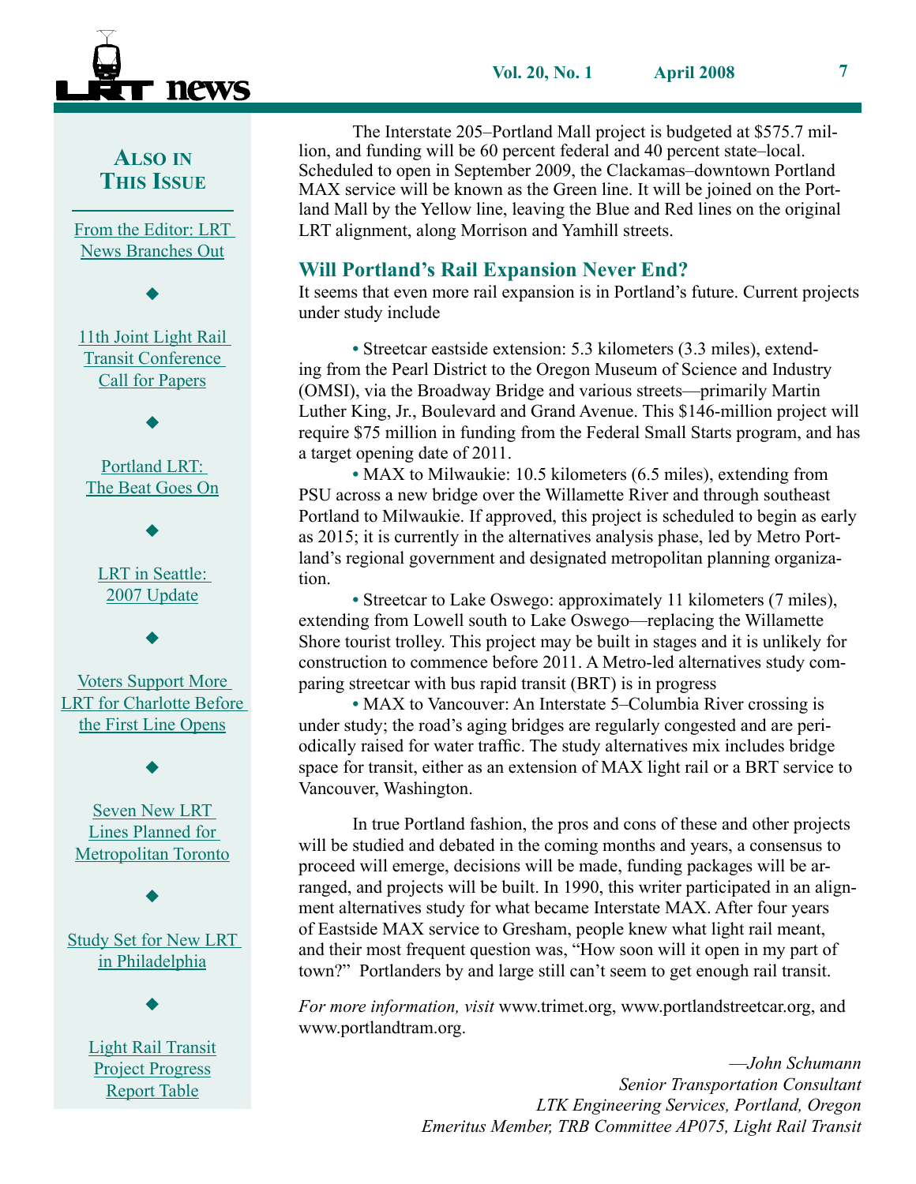## Also in This Issue

From the Editor: LRT News Branches Out

◆

11th Joint Light Rail Transit Conference Call for Papers

◆

Portland LRT: The Beat Goes On

◆

LRT in Seattle: 2007 Update

◆

Voters Support More LRT for Charlotte Before the First Line Opens

◆

Seven New LRT Lines Planned for Metropolitan Toronto

◆

Study Set for New LRT in Philadelphia

◆

Light Rail Transit Project Progress Report Table

The Interstate 205–Portland Mall project is budgeted at $575.7 million, and funding will be 60 percent federal and 40 percent state–local. Scheduled to open in September 2009, the Clackamas–downtown Portland MAX service will be known as the Green line. It will be joined on the Portland Mall by the Yellow line, leaving the Blue and Red lines on the original LRT alignment, along Morrison and Yamhill streets.

## Will Portland's Rail Expansion Never End?

It seems that even more rail expansion is in Portland's future. Current projects under study include

- Streetcar eastside extension: 5.3 kilometers (3.3 miles), extending from the Pearl District to the Oregon Museum of Science and Industry (OMSI), via the Broadway Bridge and various streets—primarily Martin Luther King, Jr., Boulevard and Grand Avenue. This $146-million project will require $75 million in funding from the Federal Small Starts program, and has a target opening date of 2011.
- MAX to Milwaukie: 10.5 kilometers (6.5 miles), extending from PSU across a new bridge over the Willamette River and through southeast Portland to Milwaukie. If approved, this project is scheduled to begin as early as 2015; it is currently in the alternatives analysis phase, led by Metro Portland's regional government and designated metropolitan planning organization.
- Streetcar to Lake Oswego: approximately 11 kilometers (7 miles), extending from Lowell south to Lake Oswego—replacing the Willamette Shore tourist trolley. This project may be built in stages and it is unlikely for construction to commence before 2011. A Metro-led alternatives study comparing streetcar with bus rapid transit (BRT) is in progress
- MAX to Vancouver: An Interstate 5–Columbia River crossing is under study; the road's aging bridges are regularly congested and are periodically raised for water traffic. The study alternatives mix includes bridge space for transit, either as an extension of MAX light rail or a BRT service to Vancouver, Washington.

In true Portland fashion, the pros and cons of these and other projects will be studied and debated in the coming months and years, a consensus to proceed will emerge, decisions will be made, funding packages will be arranged, and projects will be built. In 1990, this writer participated in an alignment alternatives study for what became Interstate MAX. After four years of Eastside MAX service to Gresham, people knew what light rail meant, and their most frequent question was, "How soon will it open in my part of town?" Portlanders by and large still can't seem to get enough rail transit.

*For more information, visit* www.trimet.org, www.portlandstreetcar.org, and www.portlandtram.org.

*—John Schumann*
*Senior Transportation Consultant*
*LTK Engineering Services, Portland, Oregon*
*Emeritus Member, TRB Committee AP075, Light Rail Transit*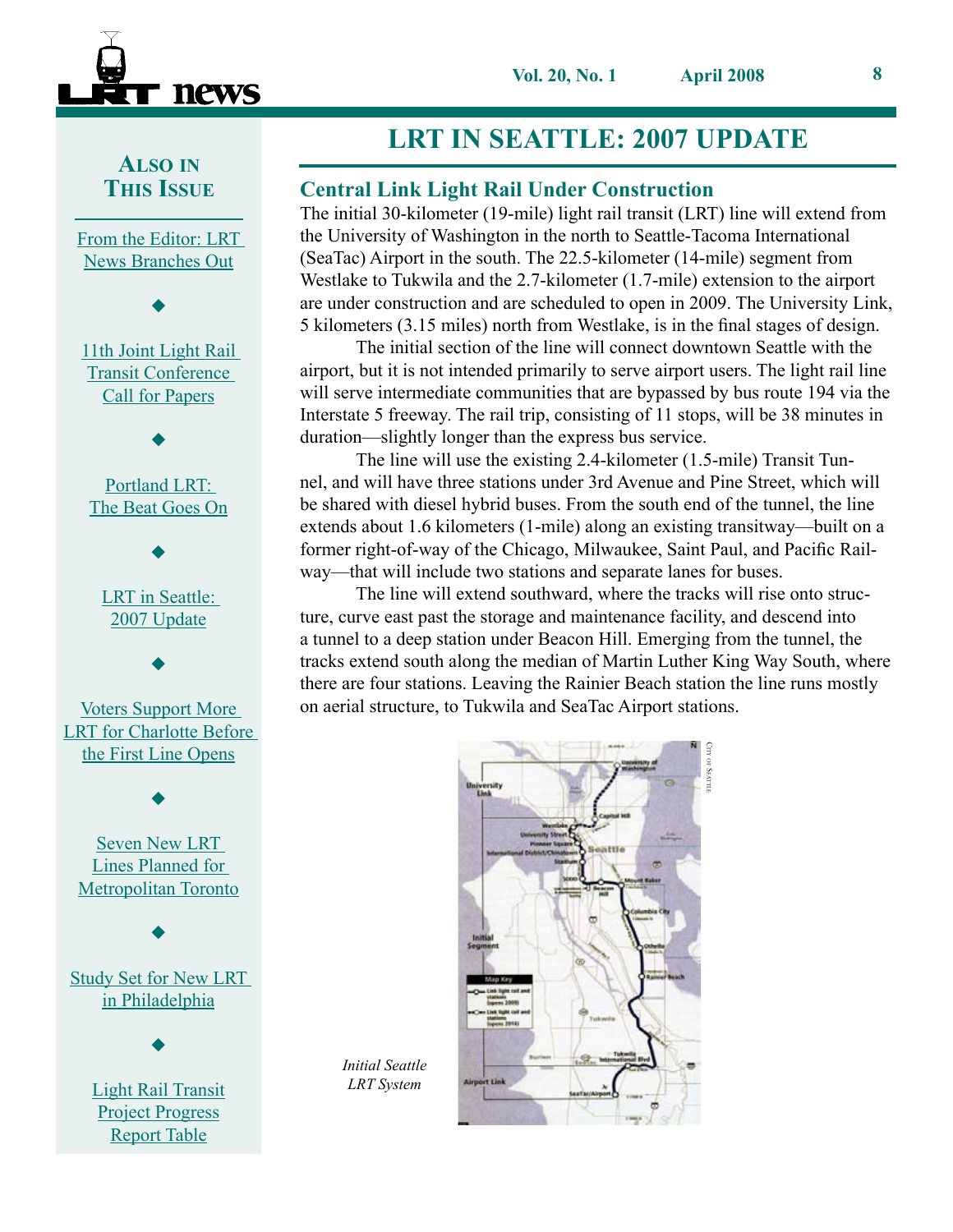## Also in This Issue

From the Editor: LRT News Branches Out

◆

11th Joint Light Rail Transit Conference Call for Papers

◆

Portland LRT: The Beat Goes On

◆

LRT in Seattle: 2007 Update

◆

Voters Support More LRT for Charlotte Before the First Line Opens

◆

Seven New LRT Lines Planned for Metropolitan Toronto

◆

Study Set for New LRT in Philadelphia

◆

Light Rail Transit Project Progress Report Table

# LRT IN SEATTLE: 2007 UPDATE

## Central Link Light Rail Under Construction

The initial 30-kilometer (19-mile) light rail transit (LRT) line will extend from the University of Washington in the north to Seattle-Tacoma International (SeaTac) Airport in the south. The 22.5-kilometer (14-mile) segment from Westlake to Tukwila and the 2.7-kilometer (1.7-mile) extension to the airport are under construction and are scheduled to open in 2009. The University Link, 5 kilometers (3.15 miles) north from Westlake, is in the final stages of design.

The initial section of the line will connect downtown Seattle with the airport, but it is not intended primarily to serve airport users. The light rail line will serve intermediate communities that are bypassed by bus route 194 via the Interstate 5 freeway. The rail trip, consisting of 11 stops, will be 38 minutes in duration—slightly longer than the express bus service.

The line will use the existing 2.4-kilometer (1.5-mile) Transit Tunnel, and will have three stations under 3rd Avenue and Pine Street, which will be shared with diesel hybrid buses. From the south end of the tunnel, the line extends about 1.6 kilometers (1-mile) along an existing transitway—built on a former right-of-way of the Chicago, Milwaukee, Saint Paul, and Pacific Railway—that will include two stations and separate lanes for buses.

The line will extend southward, where the tracks will rise onto structure, curve east past the storage and maintenance facility, and descend into a tunnel to a deep station under Beacon Hill. Emerging from the tunnel, the tracks extend south along the median of Martin Luther King Way South, where there are four stations. Leaving the Rainier Beach station the line runs mostly on aerial structure, to Tukwila and SeaTac Airport stations.

*Initial Seattle LRT System*

City of Seattle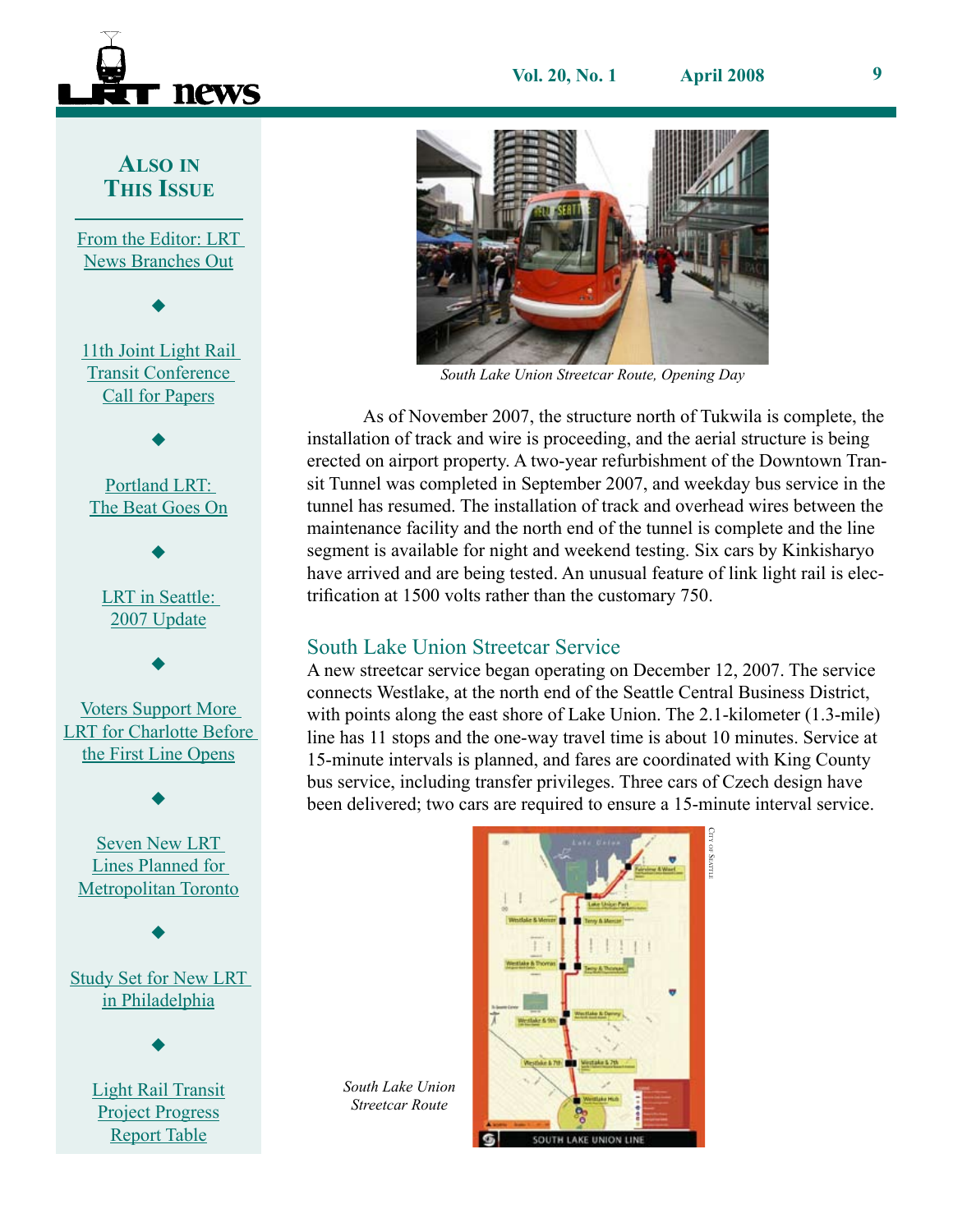## Also in This Issue

From the Editor: LRT News Branches Out

◆

11th Joint Light Rail Transit Conference Call for Papers

◆

Portland LRT: The Beat Goes On

◆

LRT in Seattle: 2007 Update

◆

Voters Support More LRT for Charlotte Before the First Line Opens

◆

Seven New LRT Lines Planned for Metropolitan Toronto

◆

Study Set for New LRT in Philadelphia

◆

Light Rail Transit Project Progress Report Table

*South Lake Union Streetcar Route, Opening Day*

As of November 2007, the structure north of Tukwila is complete, the installation of track and wire is proceeding, and the aerial structure is being erected on airport property. A two-year refurbishment of the Downtown Transit Tunnel was completed in September 2007, and weekday bus service in the tunnel has resumed. The installation of track and overhead wires between the maintenance facility and the north end of the tunnel is complete and the line segment is available for night and weekend testing. Six cars by Kinkisharyo have arrived and are being tested. An unusual feature of link light rail is electrification at 1500 volts rather than the customary 750.

### South Lake Union Streetcar Service

A new streetcar service began operating on December 12, 2007. The service connects Westlake, at the north end of the Seattle Central Business District, with points along the east shore of Lake Union. The 2.1-kilometer (1.3-mile) line has 11 stops and the one-way travel time is about 10 minutes. Service at 15-minute intervals is planned, and fares are coordinated with King County bus service, including transfer privileges. Three cars of Czech design have been delivered; two cars are required to ensure a 15-minute interval service.

*South Lake Union Streetcar Route*

City of Seattle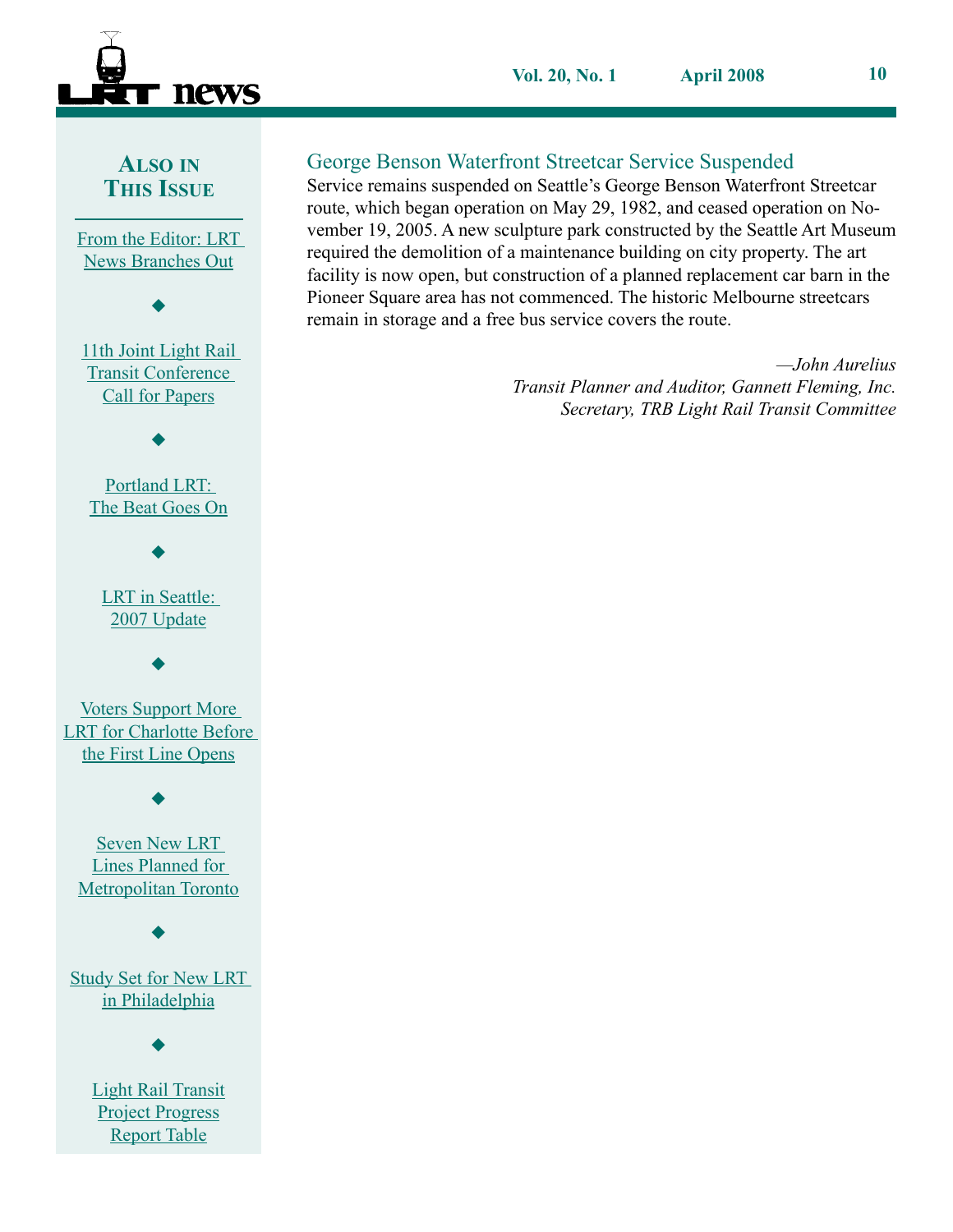## George Benson Waterfront Streetcar Service Suspended

Service remains suspended on Seattle's George Benson Waterfront Streetcar route, which began operation on May 29, 1982, and ceased operation on November 19, 2005. A new sculpture park constructed by the Seattle Art Museum required the demolition of a maintenance building on city property. The art facility is now open, but construction of a planned replacement car barn in the Pioneer Square area has not commenced. The historic Melbourne streetcars remain in storage and a free bus service covers the route.

*—John Aurelius*
*Transit Planner and Auditor, Gannett Fleming, Inc.*
*Secretary, TRB Light Rail Transit Committee*

### Also in This Issue

From the Editor: LRT News Branches Out

◆

11th Joint Light Rail Transit Conference Call for Papers

◆

Portland LRT: The Beat Goes On

◆

LRT in Seattle: 2007 Update

◆

Voters Support More LRT for Charlotte Before the First Line Opens

◆

Seven New LRT Lines Planned for Metropolitan Toronto

◆

Study Set for New LRT in Philadelphia

◆

Light Rail Transit Project Progress Report Table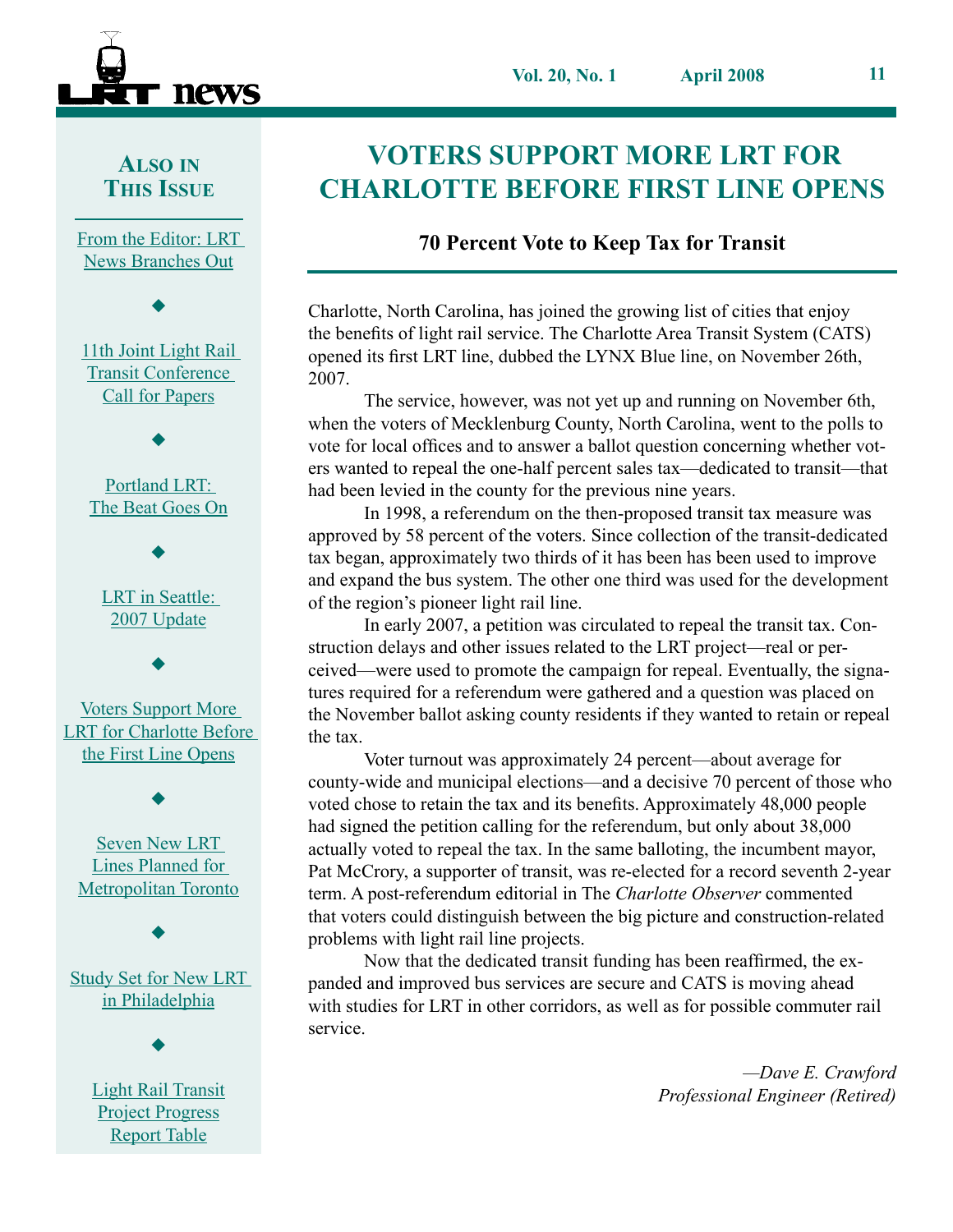## Also in This Issue

From the Editor: LRT News Branches Out

◆

11th Joint Light Rail Transit Conference Call for Papers

◆

Portland LRT: The Beat Goes On

◆

LRT in Seattle: 2007 Update

◆

Voters Support More LRT for Charlotte Before the First Line Opens

◆

Seven New LRT Lines Planned for Metropolitan Toronto

◆

Study Set for New LRT in Philadelphia

◆

Light Rail Transit Project Progress Report Table

# VOTERS SUPPORT MORE LRT FOR CHARLOTTE BEFORE FIRST LINE OPENS

### 70 Percent Vote to Keep Tax for Transit

Charlotte, North Carolina, has joined the growing list of cities that enjoy the benefits of light rail service. The Charlotte Area Transit System (CATS) opened its first LRT line, dubbed the LYNX Blue line, on November 26th, 2007.

The service, however, was not yet up and running on November 6th, when the voters of Mecklenburg County, North Carolina, went to the polls to vote for local offices and to answer a ballot question concerning whether voters wanted to repeal the one-half percent sales tax—dedicated to transit—that had been levied in the county for the previous nine years.

In 1998, a referendum on the then-proposed transit tax measure was approved by 58 percent of the voters. Since collection of the transit-dedicated tax began, approximately two thirds of it has been has been used to improve and expand the bus system. The other one third was used for the development of the region's pioneer light rail line.

In early 2007, a petition was circulated to repeal the transit tax. Construction delays and other issues related to the LRT project—real or perceived—were used to promote the campaign for repeal. Eventually, the signatures required for a referendum were gathered and a question was placed on the November ballot asking county residents if they wanted to retain or repeal the tax.

Voter turnout was approximately 24 percent—about average for county-wide and municipal elections—and a decisive 70 percent of those who voted chose to retain the tax and its benefits. Approximately 48,000 people had signed the petition calling for the referendum, but only about 38,000 actually voted to repeal the tax. In the same balloting, the incumbent mayor, Pat McCrory, a supporter of transit, was re-elected for a record seventh 2-year term. A post-referendum editorial in The *Charlotte Observer* commented that voters could distinguish between the big picture and construction-related problems with light rail line projects.

Now that the dedicated transit funding has been reaffirmed, the expanded and improved bus services are secure and CATS is moving ahead with studies for LRT in other corridors, as well as for possible commuter rail service.

*—Dave E. Crawford*
*Professional Engineer (Retired)*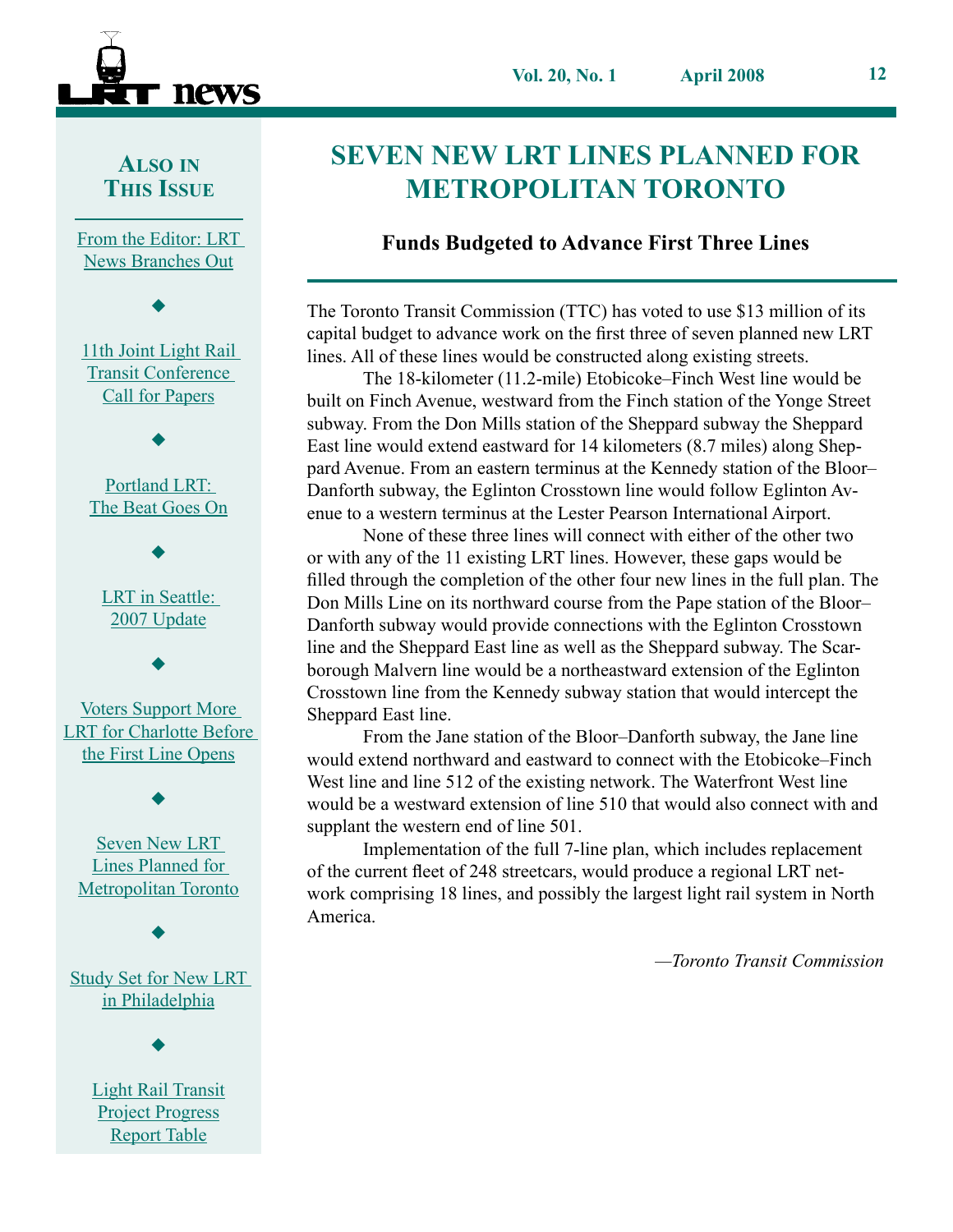## Also in This Issue

From the Editor: LRT News Branches Out

◆

11th Joint Light Rail Transit Conference Call for Papers

◆

Portland LRT: The Beat Goes On

◆

LRT in Seattle: 2007 Update

◆

Voters Support More LRT for Charlotte Before the First Line Opens

◆

Seven New LRT Lines Planned for Metropolitan Toronto

◆

Study Set for New LRT in Philadelphia

◆

Light Rail Transit Project Progress Report Table

# SEVEN NEW LRT LINES PLANNED FOR METROPOLITAN TORONTO

### Funds Budgeted to Advance First Three Lines

The Toronto Transit Commission (TTC) has voted to use $13 million of its capital budget to advance work on the first three of seven planned new LRT lines. All of these lines would be constructed along existing streets.

The 18-kilometer (11.2-mile) Etobicoke–Finch West line would be built on Finch Avenue, westward from the Finch station of the Yonge Street subway. From the Don Mills station of the Sheppard subway the Sheppard East line would extend eastward for 14 kilometers (8.7 miles) along Sheppard Avenue. From an eastern terminus at the Kennedy station of the Bloor–Danforth subway, the Eglinton Crosstown line would follow Eglinton Avenue to a western terminus at the Lester Pearson International Airport.

None of these three lines will connect with either of the other two or with any of the 11 existing LRT lines. However, these gaps would be filled through the completion of the other four new lines in the full plan. The Don Mills Line on its northward course from the Pape station of the Bloor–Danforth subway would provide connections with the Eglinton Crosstown line and the Sheppard East line as well as the Sheppard subway. The Scarborough Malvern line would be a northeastward extension of the Eglinton Crosstown line from the Kennedy subway station that would intercept the Sheppard East line.

From the Jane station of the Bloor–Danforth subway, the Jane line would extend northward and eastward to connect with the Etobicoke–Finch West line and line 512 of the existing network. The Waterfront West line would be a westward extension of line 510 that would also connect with and supplant the western end of line 501.

Implementation of the full 7-line plan, which includes replacement of the current fleet of 248 streetcars, would produce a regional LRT network comprising 18 lines, and possibly the largest light rail system in North America.

*—Toronto Transit Commission*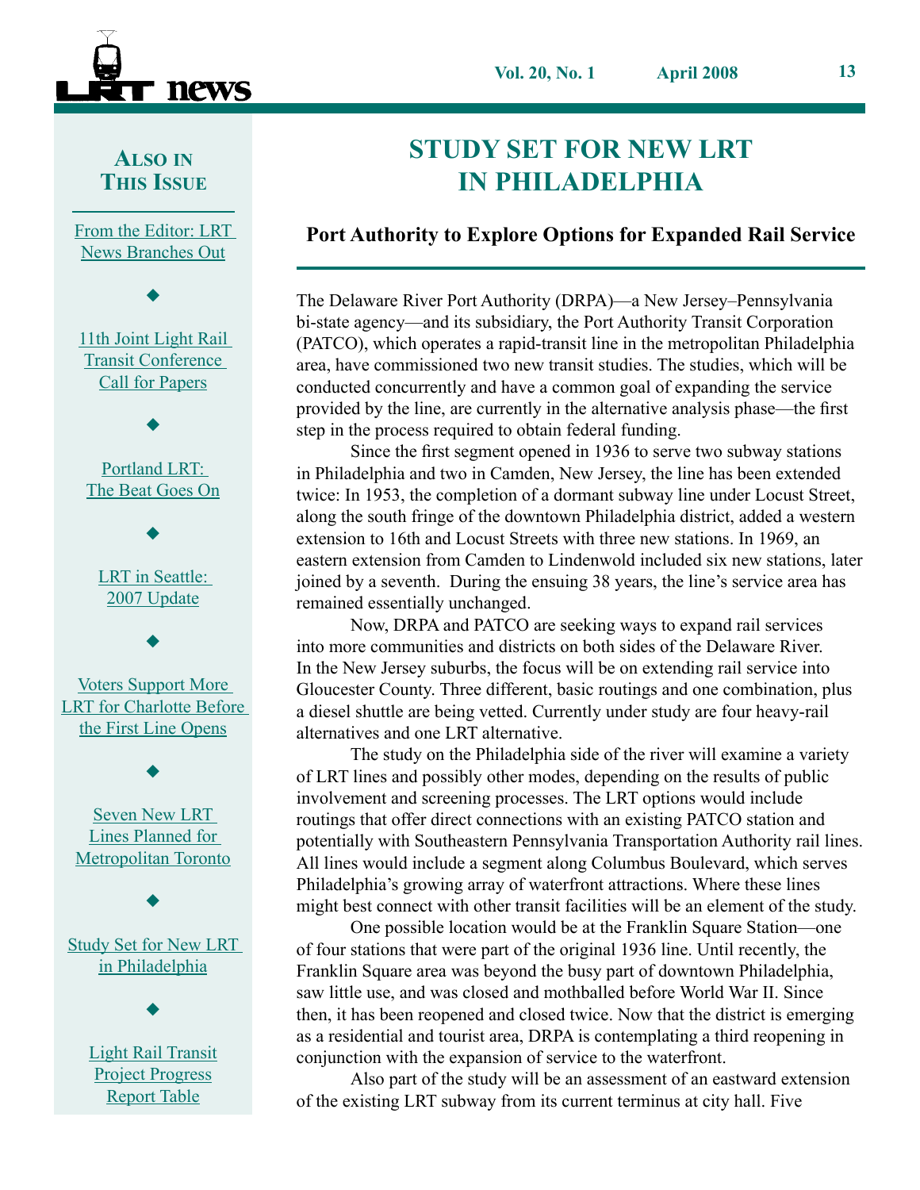## Also in This Issue

From the Editor: LRT News Branches Out

◆

11th Joint Light Rail Transit Conference Call for Papers

◆

Portland LRT: The Beat Goes On

◆

LRT in Seattle: 2007 Update

◆

Voters Support More LRT for Charlotte Before the First Line Opens

◆

Seven New LRT Lines Planned for Metropolitan Toronto

◆

Study Set for New LRT in Philadelphia

◆

Light Rail Transit Project Progress Report Table

# STUDY SET FOR NEW LRT IN PHILADELPHIA

### Port Authority to Explore Options for Expanded Rail Service

The Delaware River Port Authority (DRPA)—a New Jersey–Pennsylvania bi-state agency—and its subsidiary, the Port Authority Transit Corporation (PATCO), which operates a rapid-transit line in the metropolitan Philadelphia area, have commissioned two new transit studies. The studies, which will be conducted concurrently and have a common goal of expanding the service provided by the line, are currently in the alternative analysis phase—the first step in the process required to obtain federal funding.

Since the first segment opened in 1936 to serve two subway stations in Philadelphia and two in Camden, New Jersey, the line has been extended twice: In 1953, the completion of a dormant subway line under Locust Street, along the south fringe of the downtown Philadelphia district, added a western extension to 16th and Locust Streets with three new stations. In 1969, an eastern extension from Camden to Lindenwold included six new stations, later joined by a seventh. During the ensuing 38 years, the line's service area has remained essentially unchanged.

Now, DRPA and PATCO are seeking ways to expand rail services into more communities and districts on both sides of the Delaware River. In the New Jersey suburbs, the focus will be on extending rail service into Gloucester County. Three different, basic routings and one combination, plus a diesel shuttle are being vetted. Currently under study are four heavy-rail alternatives and one LRT alternative.

The study on the Philadelphia side of the river will examine a variety of LRT lines and possibly other modes, depending on the results of public involvement and screening processes. The LRT options would include routings that offer direct connections with an existing PATCO station and potentially with Southeastern Pennsylvania Transportation Authority rail lines. All lines would include a segment along Columbus Boulevard, which serves Philadelphia's growing array of waterfront attractions. Where these lines might best connect with other transit facilities will be an element of the study.

One possible location would be at the Franklin Square Station—one of four stations that were part of the original 1936 line. Until recently, the Franklin Square area was beyond the busy part of downtown Philadelphia, saw little use, and was closed and mothballed before World War II. Since then, it has been reopened and closed twice. Now that the district is emerging as a residential and tourist area, DRPA is contemplating a third reopening in conjunction with the expansion of service to the waterfront.

Also part of the study will be an assessment of an eastward extension of the existing LRT subway from its current terminus at city hall. Five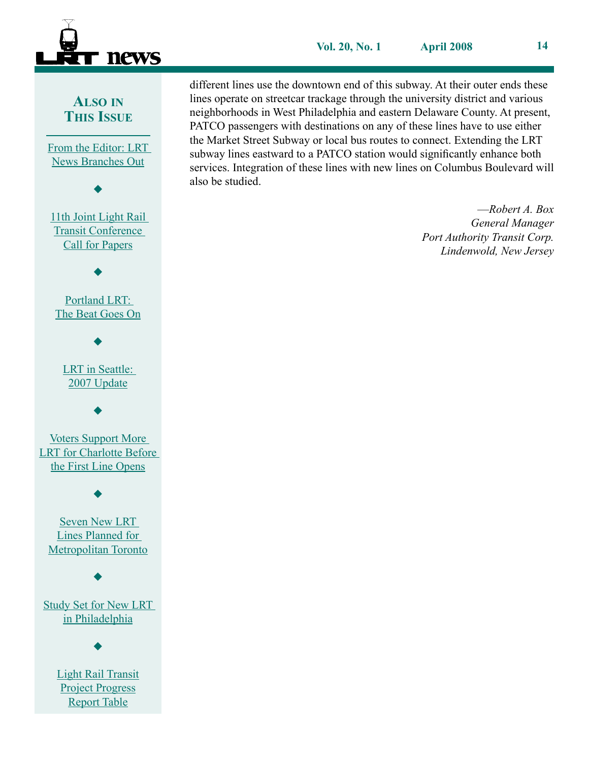different lines use the downtown end of this subway. At their outer ends these lines operate on streetcar trackage through the university district and various neighborhoods in West Philadelphia and eastern Delaware County. At present, PATCO passengers with destinations on any of these lines have to use either the Market Street Subway or local bus routes to connect. Extending the LRT subway lines eastward to a PATCO station would significantly enhance both services. Integration of these lines with new lines on Columbus Boulevard will also be studied.

*—Robert A. Box*
*General Manager*
*Port Authority Transit Corp.*
*Lindenwold, New Jersey*

**Also in This Issue**

From the Editor: LRT News Branches Out

◆

11th Joint Light Rail Transit Conference Call for Papers

◆

Portland LRT: The Beat Goes On

◆

LRT in Seattle: 2007 Update

◆

Voters Support More LRT for Charlotte Before the First Line Opens

◆

Seven New LRT Lines Planned for Metropolitan Toronto

◆

Study Set for New LRT in Philadelphia

◆

Light Rail Transit Project Progress Report Table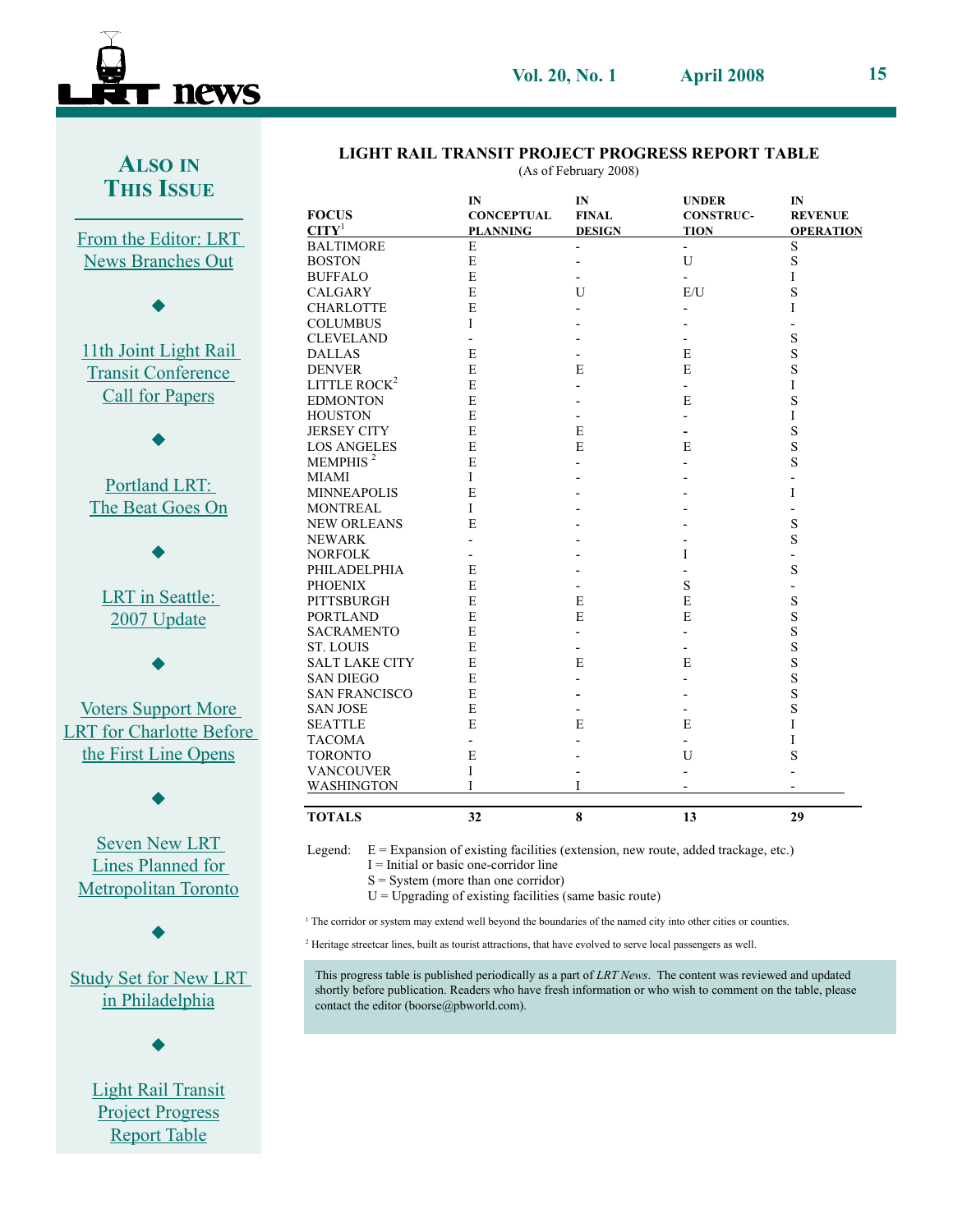## Also in This Issue

From the Editor: LRT News Branches Out

◆

11th Joint Light Rail Transit Conference Call for Papers

◆

Portland LRT: The Beat Goes On

◆

LRT in Seattle: 2007 Update

◆

Voters Support More LRT for Charlotte Before the First Line Opens

◆

Seven New LRT Lines Planned for Metropolitan Toronto

◆

Study Set for New LRT in Philadelphia

◆

Light Rail Transit Project Progress Report Table

## LIGHT RAIL TRANSIT PROJECT PROGRESS REPORT TABLE

(As of February 2008)

| FOCUS CITY[1] | IN CONCEPTUAL PLANNING | IN FINAL DESIGN | UNDER CONSTRUC-TION | IN REVENUE OPERATION |
|---|---|---|---|---|
| BALTIMORE | E | - | - | S |
| BOSTON | E | - | U | S |
| BUFFALO | E | - | - | I |
| CALGARY | E | U | E/U | S |
| CHARLOTTE | E | - | - | I |
| COLUMBUS | I | - | - | - |
| CLEVELAND | - | - | - | S |
| DALLAS | E | - | E | S |
| DENVER | E | E | E | S |
| LITTLE ROCK[2] | E | - | - | I |
| EDMONTON | E | - | E | S |
| HOUSTON | E | - | - | I |
| JERSEY CITY | E | E | - | S |
| LOS ANGELES | E | E | E | S |
| MEMPHIS [2] | E | - | - | S |
| MIAMI | I | - | - | - |
| MINNEAPOLIS | E | - | - | I |
| MONTREAL | I | - | - | - |
| NEW ORLEANS | E | - | - | S |
| NEWARK | - | - | - | S |
| NORFOLK | - | - | I | - |
| PHILADELPHIA | E | - | - | S |
| PHOENIX | E | - | S | - |
| PITTSBURGH | E | E | E | S |
| PORTLAND | E | E | E | S |
| SACRAMENTO | E | - | - | S |
| ST. LOUIS | E | - | - | S |
| SALT LAKE CITY | E | E | E | S |
| SAN DIEGO | E | - | - | S |
| SAN FRANCISCO | E | - | - | S |
| SAN JOSE | E | - | - | S |
| SEATTLE | E | E | E | I |
| TACOMA | - | - | - | I |
| TORONTO | E | - | U | S |
| VANCOUVER | I | - | - | - |
| WASHINGTON | I | I | - | - |
| **TOTALS** | **32** | **8** | **13** | **29** |

Legend:
E = Expansion of existing facilities (extension, new route, added trackage, etc.)
I = Initial or basic one-corridor line
S = System (more than one corridor)
U = Upgrading of existing facilities (same basic route)

[1] The corridor or system may extend well beyond the boundaries of the named city into other cities or counties.

[2] Heritage streetcar lines, built as tourist attractions, that have evolved to serve local passengers as well.

This progress table is published periodically as a part of *LRT News*. The content was reviewed and updated shortly before publication. Readers who have fresh information or who wish to comment on the table, please contact the editor (boorse@pbworld.com).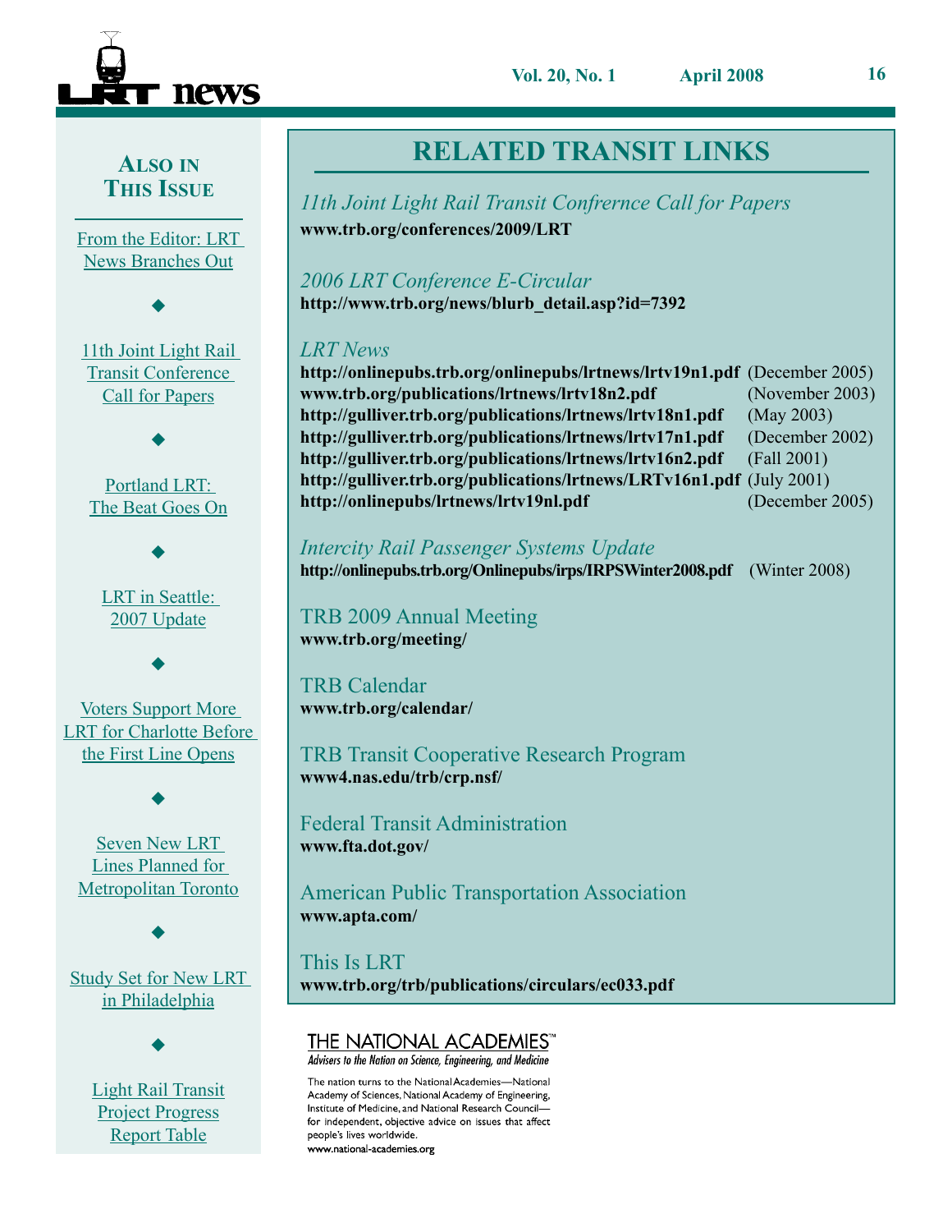## Also in This Issue

From the Editor: LRT News Branches Out

◆

11th Joint Light Rail Transit Conference Call for Papers

◆

Portland LRT: The Beat Goes On

◆

LRT in Seattle: 2007 Update

◆

Voters Support More LRT for Charlotte Before the First Line Opens

◆

Seven New LRT Lines Planned for Metropolitan Toronto

◆

Study Set for New LRT in Philadelphia

◆

Light Rail Transit Project Progress Report Table

# RELATED TRANSIT LINKS

*11th Joint Light Rail Transit Confrernce Call for Papers*
**www.trb.org/conferences/2009/LRT**

*2006 LRT Conference E-Circular*
**http://www.trb.org/news/blurb_detail.asp?id=7392**

*LRT News*
**http://onlinepubs.trb.org/onlinepubs/lrtnews/lrtv19n1.pdf** (December 2005)
**www.trb.org/publications/lrtnews/lrtv18n2.pdf** (November 2003)
**http://gulliver.trb.org/publications/lrtnews/lrtv18n1.pdf** (May 2003)
**http://gulliver.trb.org/publications/lrtnews/lrtv17n1.pdf** (December 2002)
**http://gulliver.trb.org/publications/lrtnews/lrtv16n2.pdf** (Fall 2001)
**http://gulliver.trb.org/publications/lrtnews/LRTv16n1.pdf** (July 2001)
**http://onlinepubs/lrtnews/lrtv19nl.pdf** (December 2005)

*Intercity Rail Passenger Systems Update*
**http://onlinepubs.trb.org/Onlinepubs/irps/IRPSWinter2008.pdf** (Winter 2008)

TRB 2009 Annual Meeting
**www.trb.org/meeting/**

TRB Calendar
**www.trb.org/calendar/**

TRB Transit Cooperative Research Program
**www4.nas.edu/trb/crp.nsf/**

Federal Transit Administration
**www.fta.dot.gov/**

American Public Transportation Association
**www.apta.com/**

This Is LRT
**www.trb.org/trb/publications/circulars/ec033.pdf**

THE NATIONAL ACADEMIES™
*Advisers to the Nation on Science, Engineering, and Medicine*

The nation turns to the National Academies—National Academy of Sciences, National Academy of Engineering, Institute of Medicine, and National Research Council—for independent, objective advice on issues that affect people's lives worldwide.
www.national-academies.org